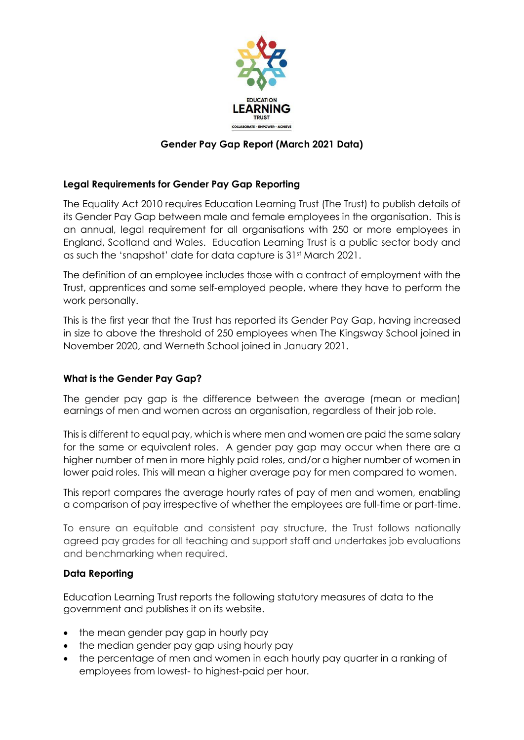EDUCATION
LEARNING
TRUST
COLLABORATE - EMPOWER - ACHIEVE

# Gender Pay Gap Report (March 2021 Data)

## Legal Requirements for Gender Pay Gap Reporting

The Equality Act 2010 requires Education Learning Trust (The Trust) to publish details of its Gender Pay Gap between male and female employees in the organisation. This is an annual, legal requirement for all organisations with 250 or more employees in England, Scotland and Wales. Education Learning Trust is a public sector body and as such the 'snapshot' date for data capture is 31st March 2021.

The definition of an employee includes those with a contract of employment with the Trust, apprentices and some self-employed people, where they have to perform the work personally.

This is the first year that the Trust has reported its Gender Pay Gap, having increased in size to above the threshold of 250 employees when The Kingsway School joined in November 2020, and Werneth School joined in January 2021.

## What is the Gender Pay Gap?

The gender pay gap is the difference between the average (mean or median) earnings of men and women across an organisation, regardless of their job role.

This is different to equal pay, which is where men and women are paid the same salary for the same or equivalent roles. A gender pay gap may occur when there are a higher number of men in more highly paid roles, and/or a higher number of women in lower paid roles. This will mean a higher average pay for men compared to women.

This report compares the average hourly rates of pay of men and women, enabling a comparison of pay irrespective of whether the employees are full-time or part-time.

To ensure an equitable and consistent pay structure, the Trust follows nationally agreed pay grades for all teaching and support staff and undertakes job evaluations and benchmarking when required.

## Data Reporting

Education Learning Trust reports the following statutory measures of data to the government and publishes it on its website.

- the mean gender pay gap in hourly pay
- the median gender pay gap using hourly pay
- the percentage of men and women in each hourly pay quarter in a ranking of employees from lowest- to highest-paid per hour.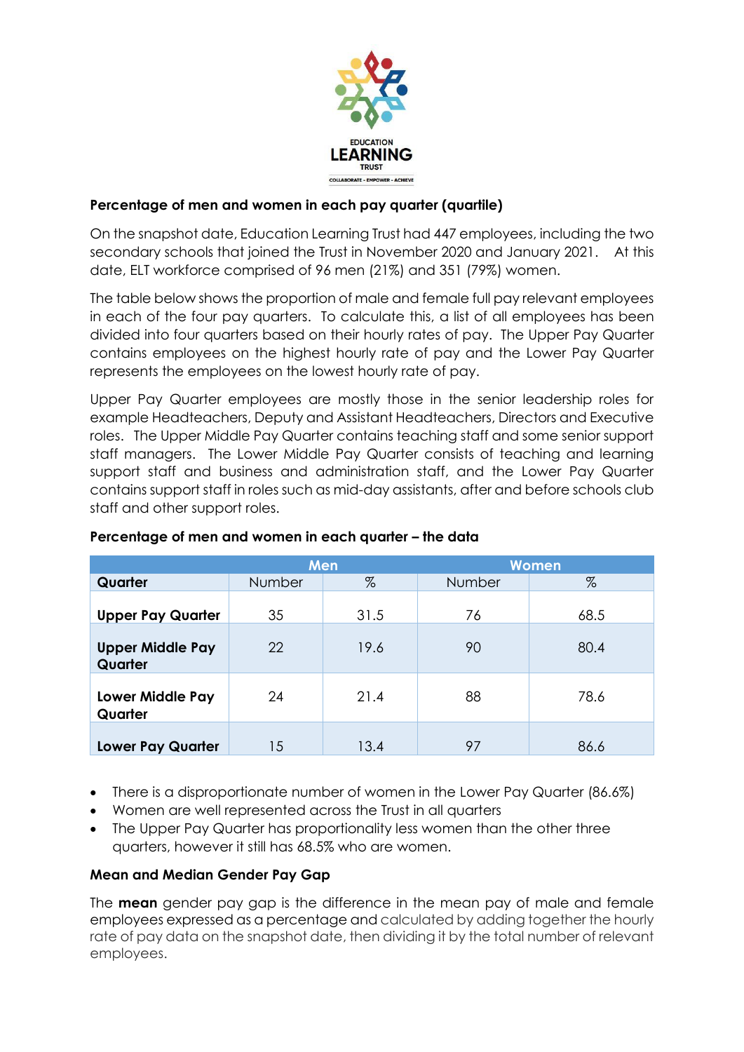### Percentage of men and women in each pay quarter (quartile)

On the snapshot date, Education Learning Trust had 447 employees, including the two secondary schools that joined the Trust in November 2020 and January 2021. At this date, ELT workforce comprised of 96 men (21%) and 351 (79%) women.

The table below shows the proportion of male and female full pay relevant employees in each of the four pay quarters. To calculate this, a list of all employees has been divided into four quarters based on their hourly rates of pay. The Upper Pay Quarter contains employees on the highest hourly rate of pay and the Lower Pay Quarter represents the employees on the lowest hourly rate of pay.

Upper Pay Quarter employees are mostly those in the senior leadership roles for example Headteachers, Deputy and Assistant Headteachers, Directors and Executive roles. The Upper Middle Pay Quarter contains teaching staff and some senior support staff managers. The Lower Middle Pay Quarter consists of teaching and learning support staff and business and administration staff, and the Lower Pay Quarter contains support staff in roles such as mid-day assistants, after and before schools club staff and other support roles.

### Percentage of men and women in each quarter – the data

| | Men | | Women | |
|---|---|---|---|---|
| **Quarter** | Number | % | Number | % |
| **Upper Pay Quarter** | 35 | 31.5 | 76 | 68.5 |
| **Upper Middle Pay Quarter** | 22 | 19.6 | 90 | 80.4 |
| **Lower Middle Pay Quarter** | 24 | 21.4 | 88 | 78.6 |
| **Lower Pay Quarter** | 15 | 13.4 | 97 | 86.6 |

- There is a disproportionate number of women in the Lower Pay Quarter (86.6%)
- Women are well represented across the Trust in all quarters
- The Upper Pay Quarter has proportionality less women than the other three quarters, however it still has 68.5% who are women.

### Mean and Median Gender Pay Gap

The **mean** gender pay gap is the difference in the mean pay of male and female employees expressed as a percentage and calculated by adding together the hourly rate of pay data on the snapshot date, then dividing it by the total number of relevant employees.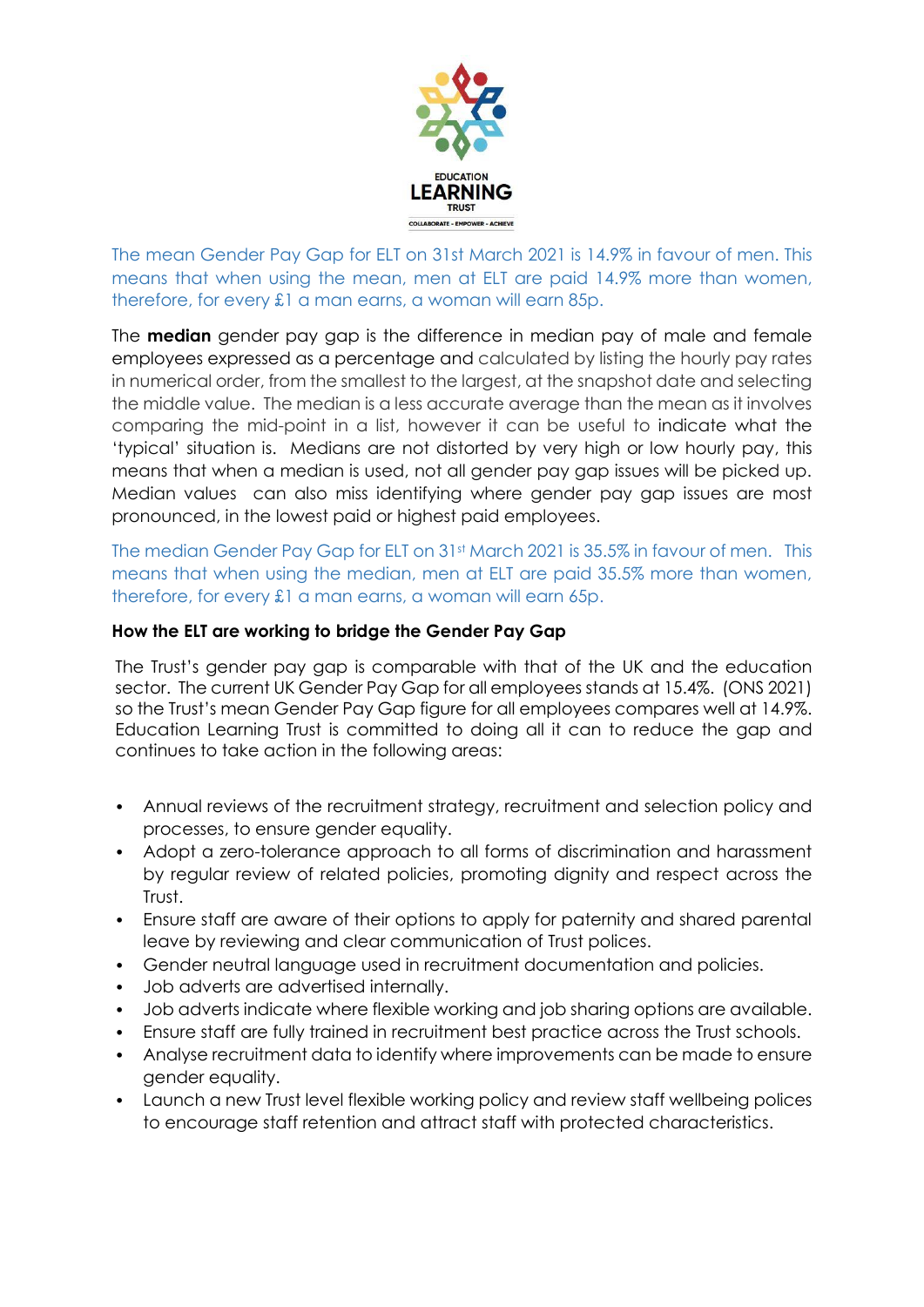The mean Gender Pay Gap for ELT on 31st March 2021 is 14.9% in favour of men. This means that when using the mean, men at ELT are paid 14.9% more than women, therefore, for every £1 a man earns, a woman will earn 85p.

The **median** gender pay gap is the difference in median pay of male and female employees expressed as a percentage and calculated by listing the hourly pay rates in numerical order, from the smallest to the largest, at the snapshot date and selecting the middle value. The median is a less accurate average than the mean as it involves comparing the mid-point in a list, however it can be useful to indicate what the 'typical' situation is. Medians are not distorted by very high or low hourly pay, this means that when a median is used, not all gender pay gap issues will be picked up. Median values can also miss identifying where gender pay gap issues are most pronounced, in the lowest paid or highest paid employees.

The median Gender Pay Gap for ELT on 31st March 2021 is 35.5% in favour of men. This means that when using the median, men at ELT are paid 35.5% more than women, therefore, for every £1 a man earns, a woman will earn 65p.

**How the ELT are working to bridge the Gender Pay Gap**

The Trust's gender pay gap is comparable with that of the UK and the education sector. The current UK Gender Pay Gap for all employees stands at 15.4%. (ONS 2021) so the Trust's mean Gender Pay Gap figure for all employees compares well at 14.9%. Education Learning Trust is committed to doing all it can to reduce the gap and continues to take action in the following areas:

- Annual reviews of the recruitment strategy, recruitment and selection policy and processes, to ensure gender equality.
- Adopt a zero-tolerance approach to all forms of discrimination and harassment by regular review of related policies, promoting dignity and respect across the Trust.
- Ensure staff are aware of their options to apply for paternity and shared parental leave by reviewing and clear communication of Trust polices.
- Gender neutral language used in recruitment documentation and policies.
- Job adverts are advertised internally.
- Job adverts indicate where flexible working and job sharing options are available.
- Ensure staff are fully trained in recruitment best practice across the Trust schools.
- Analyse recruitment data to identify where improvements can be made to ensure gender equality.
- Launch a new Trust level flexible working policy and review staff wellbeing polices to encourage staff retention and attract staff with protected characteristics.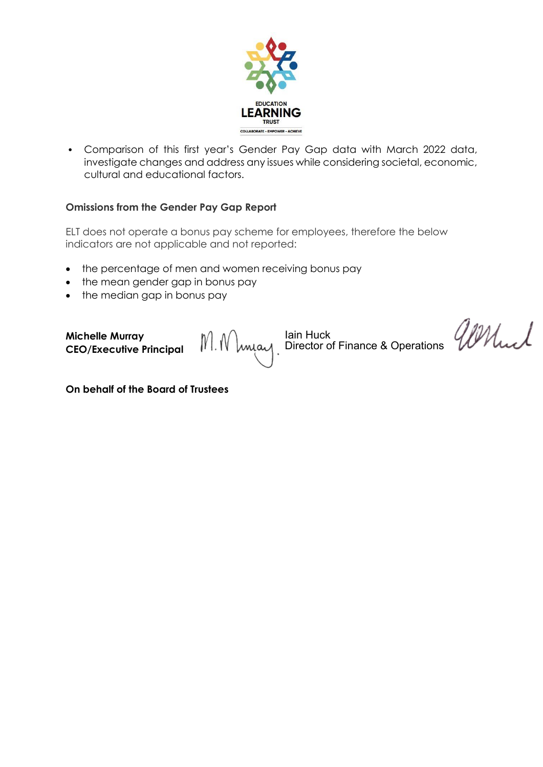- Comparison of this first year's Gender Pay Gap data with March 2022 data, investigate changes and address any issues while considering societal, economic, cultural and educational factors.

### Omissions from the Gender Pay Gap Report

ELT does not operate a bonus pay scheme for employees, therefore the below indicators are not applicable and not reported:

- the percentage of men and women receiving bonus pay
- the mean gender gap in bonus pay
- the median gap in bonus pay

**Michelle Murray**
**CEO/Executive Principal**

Iain Huck
Director of Finance & Operations

**On behalf of the Board of Trustees**